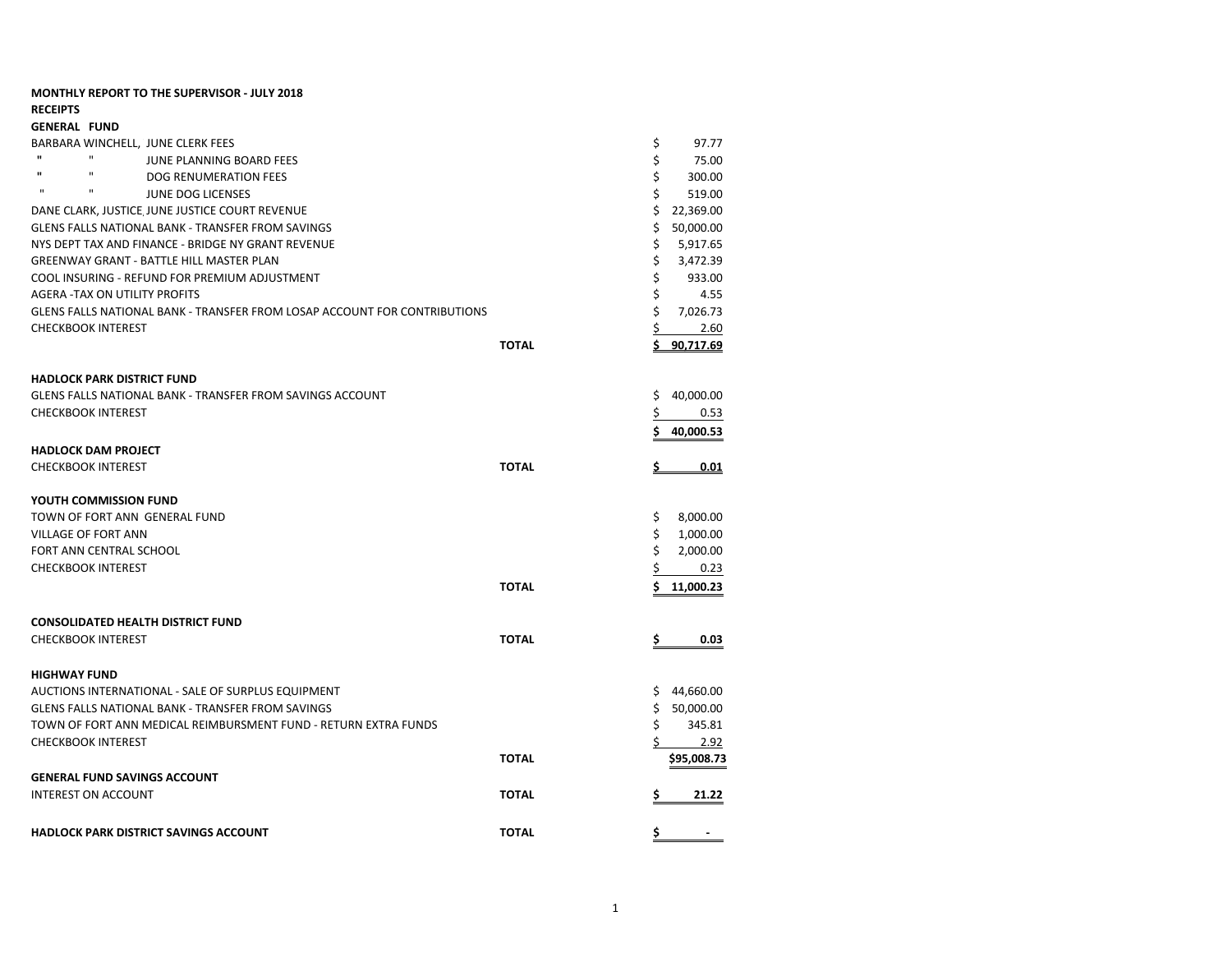**MONTHLY REPORT TO THE SUPERVISOR - JULY 2018**

**RECEIPTS**

**GENERAL FUND**

| Description | | Amount |
|---|---|---|
| BARBARA WINCHELL, JUNE CLERK FEES | | $ 97.77 |
| " " JUNE PLANNING BOARD FEES | | $ 75.00 |
| " " DOG RENUMERATION FEES | | $ 300.00 |
| " " JUNE DOG LICENSES | | $ 519.00 |
| DANE CLARK, JUSTICE JUNE JUSTICE COURT REVENUE | | $ 22,369.00 |
| GLENS FALLS NATIONAL BANK - TRANSFER FROM SAVINGS | | $ 50,000.00 |
| NYS DEPT TAX AND FINANCE - BRIDGE NY GRANT REVENUE | | $ 5,917.65 |
| GREENWAY GRANT - BATTLE HILL MASTER PLAN | | $ 3,472.39 |
| COOL INSURING - REFUND FOR PREMIUM ADJUSTMENT | | $ 933.00 |
| AGERA -TAX ON UTILITY PROFITS | | $ 4.55 |
| GLENS FALLS NATIONAL BANK - TRANSFER FROM LOSAP ACCOUNT FOR CONTRIBUTIONS | | $ 7,026.73 |
| CHECKBOOK INTEREST | | $ 2.60 |
| | **TOTAL** | **$ 90,717.69** |

**HADLOCK PARK DISTRICT FUND**

| Description | | Amount |
|---|---|---|
| GLENS FALLS NATIONAL BANK - TRANSFER FROM SAVINGS ACCOUNT | | $ 40,000.00 |
| CHECKBOOK INTEREST | | $ 0.53 |
| | | **$ 40,000.53** |

**HADLOCK DAM PROJECT**

| Description | | Amount |
|---|---|---|
| CHECKBOOK INTEREST | **TOTAL** | **$ 0.01** |

**YOUTH COMMISSION FUND**

| Description | | Amount |
|---|---|---|
| TOWN OF FORT ANN GENERAL FUND | | $ 8,000.00 |
| VILLAGE OF FORT ANN | | $ 1,000.00 |
| FORT ANN CENTRAL SCHOOL | | $ 2,000.00 |
| CHECKBOOK INTEREST | | $ 0.23 |
| | **TOTAL** | **$ 11,000.23** |

**CONSOLIDATED HEALTH DISTRICT FUND**

| Description | | Amount |
|---|---|---|
| CHECKBOOK INTEREST | **TOTAL** | **$ 0.03** |

**HIGHWAY FUND**

| Description | | Amount |
|---|---|---|
| AUCTIONS INTERNATIONAL - SALE OF SURPLUS EQUIPMENT | | $ 44,660.00 |
| GLENS FALLS NATIONAL BANK - TRANSFER FROM SAVINGS | | $ 50,000.00 |
| TOWN OF FORT ANN MEDICAL REIMBURSMENT FUND - RETURN EXTRA FUNDS | | $ 345.81 |
| CHECKBOOK INTEREST | | $ 2.92 |
| | **TOTAL** | **$95,008.73** |

**GENERAL FUND SAVINGS ACCOUNT**

| Description | | Amount |
|---|---|---|
| INTEREST ON ACCOUNT | **TOTAL** | **$ 21.22** |

| Description | | Amount |
|---|---|---|
| **HADLOCK PARK DISTRICT SAVINGS ACCOUNT** | **TOTAL** | **$ -** |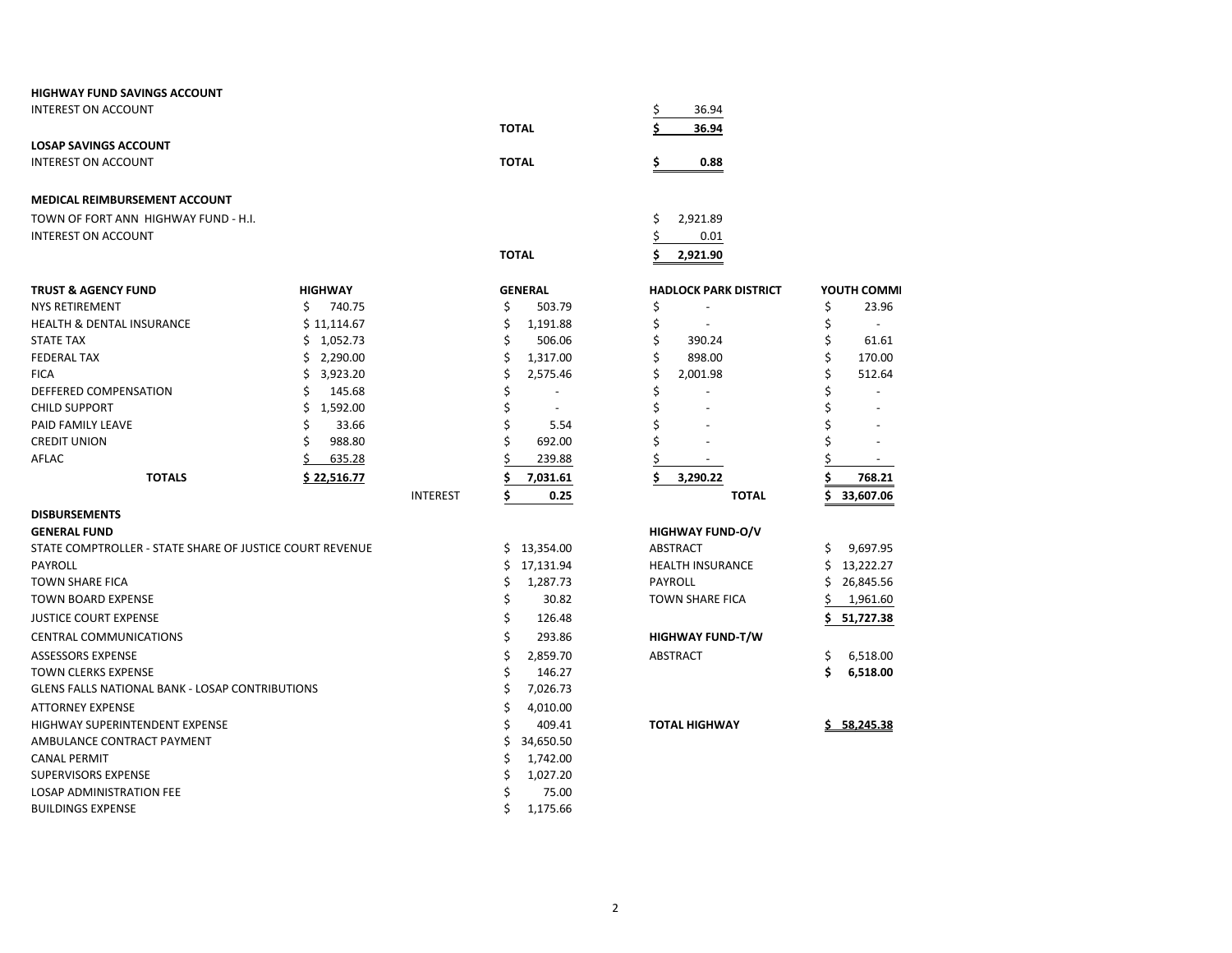**HIGHWAY FUND SAVINGS ACCOUNT**

| | | |
|---|---|---|
| INTEREST ON ACCOUNT | | $ 36.94 |
| | **TOTAL** | **$ 36.94** |

**LOSAP SAVINGS ACCOUNT**

| | | |
|---|---|---|
| INTEREST ON ACCOUNT | **TOTAL** | **$ 0.88** |

**MEDICAL REIMBURSEMENT ACCOUNT**

| | | |
|---|---|---|
| TOWN OF FORT ANN HIGHWAY FUND - H.I. | | $ 2,921.89 |
| INTEREST ON ACCOUNT | | $ 0.01 |
| | **TOTAL** | **$ 2,921.90** |

| **TRUST & AGENCY FUND** | **HIGHWAY** | | **GENERAL** | **HADLOCK PARK DISTRICT** | **YOUTH COMMI** |
|---|---|---|---|---|---|
| NYS RETIREMENT | $ 740.75 | | $ 503.79 | $ - | $ 23.96 |
| HEALTH & DENTAL INSURANCE | $ 11,114.67 | | $ 1,191.88 | $ - | $ - |
| STATE TAX | $ 1,052.73 | | $ 506.06 | $ 390.24 | $ 61.61 |
| FEDERAL TAX | $ 2,290.00 | | $ 1,317.00 | $ 898.00 | $ 170.00 |
| FICA | $ 3,923.20 | | $ 2,575.46 | $ 2,001.98 | $ 512.64 |
| DEFFERED COMPENSATION | $ 145.68 | | $ - | $ - | $ - |
| CHILD SUPPORT | $ 1,592.00 | | $ - | $ - | $ - |
| PAID FAMILY LEAVE | $ 33.66 | | $ 5.54 | $ - | $ - |
| CREDIT UNION | $ 988.80 | | $ 692.00 | $ - | $ - |
| AFLAC | $ 635.28 | | $ 239.88 | $ - | $ - |
| **TOTALS** | **$ 22,516.77** | | **$ 7,031.61** | **$ 3,290.22** | **$ 768.21** |
| | | INTEREST | **$ 0.25** | **TOTAL** | **$ 33,607.06** |

**DISBURSEMENTS**

**GENERAL FUND**

| | |
|---|---|
| STATE COMPTROLLER - STATE SHARE OF JUSTICE COURT REVENUE | $ 13,354.00 |
| PAYROLL | $ 17,131.94 |
| TOWN SHARE FICA | $ 1,287.73 |
| TOWN BOARD EXPENSE | $ 30.82 |
| JUSTICE COURT EXPENSE | $ 126.48 |
| CENTRAL COMMUNICATIONS | $ 293.86 |
| ASSESSORS EXPENSE | $ 2,859.70 |
| TOWN CLERKS EXPENSE | $ 146.27 |
| GLENS FALLS NATIONAL BANK - LOSAP CONTRIBUTIONS | $ 7,026.73 |
| ATTORNEY EXPENSE | $ 4,010.00 |
| HIGHWAY SUPERINTENDENT EXPENSE | $ 409.41 |
| AMBULANCE CONTRACT PAYMENT | $ 34,650.50 |
| CANAL PERMIT | $ 1,742.00 |
| SUPERVISORS EXPENSE | $ 1,027.20 |
| LOSAP ADMINISTRATION FEE | $ 75.00 |
| BUILDINGS EXPENSE | $ 1,175.66 |

**HIGHWAY FUND-O/V**

| | |
|---|---|
| ABSTRACT | $ 9,697.95 |
| HEALTH INSURANCE | $ 13,222.27 |
| PAYROLL | $ 26,845.56 |
| TOWN SHARE FICA | $ 1,961.60 |
| | **$ 51,727.38** |

**HIGHWAY FUND-T/W**

| | |
|---|---|
| ABSTRACT | $ 6,518.00 |
| | **$ 6,518.00** |

| | |
|---|---|
| **TOTAL HIGHWAY** | **$ 58,245.38** |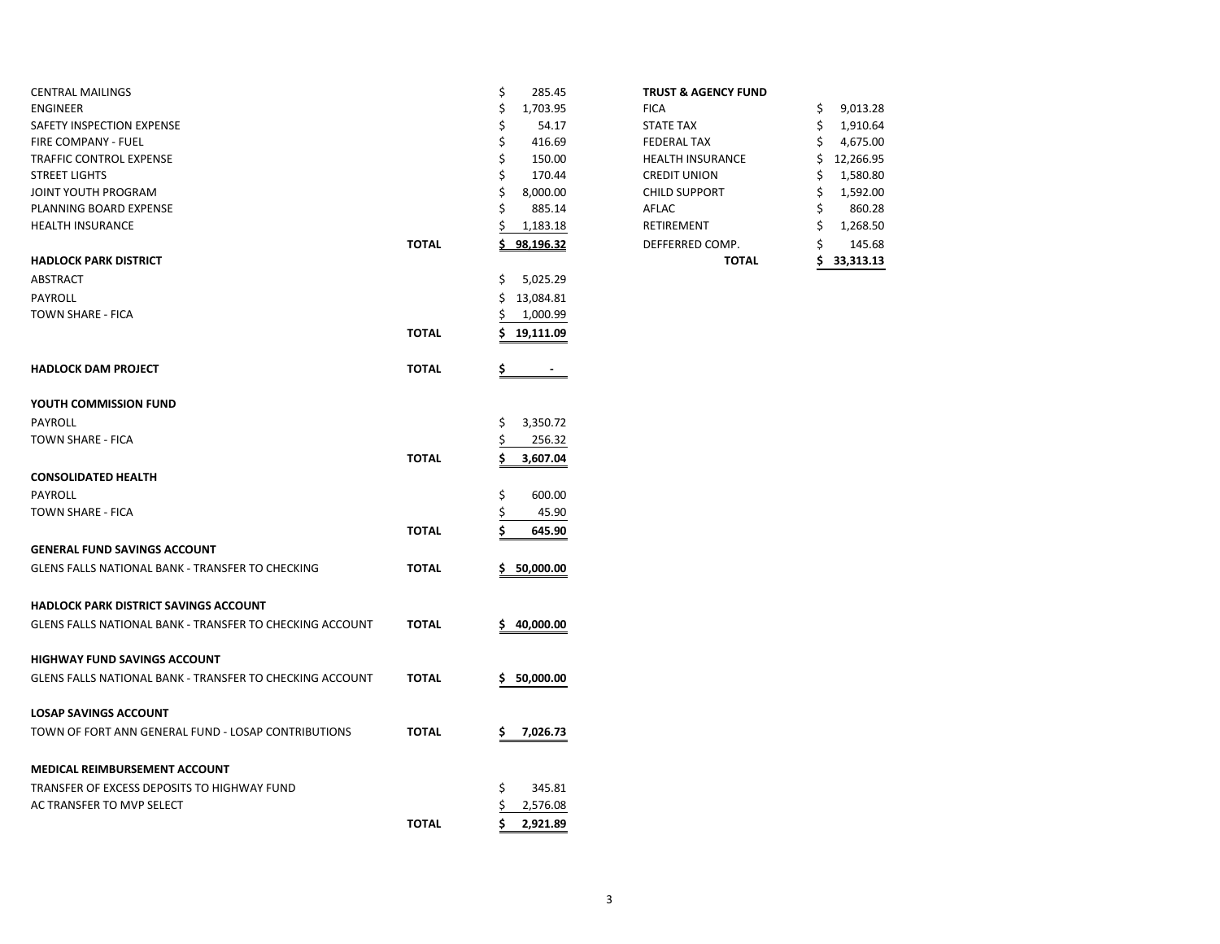| | | |
|---|---|---|
| CENTRAL MAILINGS | | $ 285.45 |
| ENGINEER | | $ 1,703.95 |
| SAFETY INSPECTION EXPENSE | | $ 54.17 |
| FIRE COMPANY - FUEL | | $ 416.69 |
| TRAFFIC CONTROL EXPENSE | | $ 150.00 |
| STREET LIGHTS | | $ 170.44 |
| JOINT YOUTH PROGRAM | | $ 8,000.00 |
| PLANNING BOARD EXPENSE | | $ 885.14 |
| HEALTH INSURANCE | | $ 1,183.18 |
| | **TOTAL** | **$ 98,196.32** |
| **HADLOCK PARK DISTRICT** | | |
| ABSTRACT | | $ 5,025.29 |
| PAYROLL | | $ 13,084.81 |
| TOWN SHARE - FICA | | $ 1,000.99 |
| | **TOTAL** | **$ 19,111.09** |
| **HADLOCK DAM PROJECT** | **TOTAL** | **$ -** |
| **YOUTH COMMISSION FUND** | | |
| PAYROLL | | $ 3,350.72 |
| TOWN SHARE - FICA | | $ 256.32 |
| | **TOTAL** | **$ 3,607.04** |
| **CONSOLIDATED HEALTH** | | |
| PAYROLL | | $ 600.00 |
| TOWN SHARE - FICA | | $ 45.90 |
| | **TOTAL** | **$ 645.90** |
| **GENERAL FUND SAVINGS ACCOUNT** | | |
| GLENS FALLS NATIONAL BANK - TRANSFER TO CHECKING | **TOTAL** | **$ 50,000.00** |
| **HADLOCK PARK DISTRICT SAVINGS ACCOUNT** | | |
| GLENS FALLS NATIONAL BANK - TRANSFER TO CHECKING ACCOUNT | **TOTAL** | **$ 40,000.00** |
| **HIGHWAY FUND SAVINGS ACCOUNT** | | |
| GLENS FALLS NATIONAL BANK - TRANSFER TO CHECKING ACCOUNT | **TOTAL** | **$ 50,000.00** |
| **LOSAP SAVINGS ACCOUNT** | | |
| TOWN OF FORT ANN GENERAL FUND - LOSAP CONTRIBUTIONS | **TOTAL** | **$ 7,026.73** |
| **MEDICAL REIMBURSEMENT ACCOUNT** | | |
| TRANSFER OF EXCESS DEPOSITS TO HIGHWAY FUND | | $ 345.81 |
| AC TRANSFER TO MVP SELECT | | $ 2,576.08 |
| | **TOTAL** | **$ 2,921.89** |

| **TRUST & AGENCY FUND** | |
|---|---|
| FICA | $ 9,013.28 |
| STATE TAX | $ 1,910.64 |
| FEDERAL TAX | $ 4,675.00 |
| HEALTH INSURANCE | $ 12,266.95 |
| CREDIT UNION | $ 1,580.80 |
| CHILD SUPPORT | $ 1,592.00 |
| AFLAC | $ 860.28 |
| RETIREMENT | $ 1,268.50 |
| DEFFERRED COMP. | $ 145.68 |
| **TOTAL** | **$ 33,313.13** |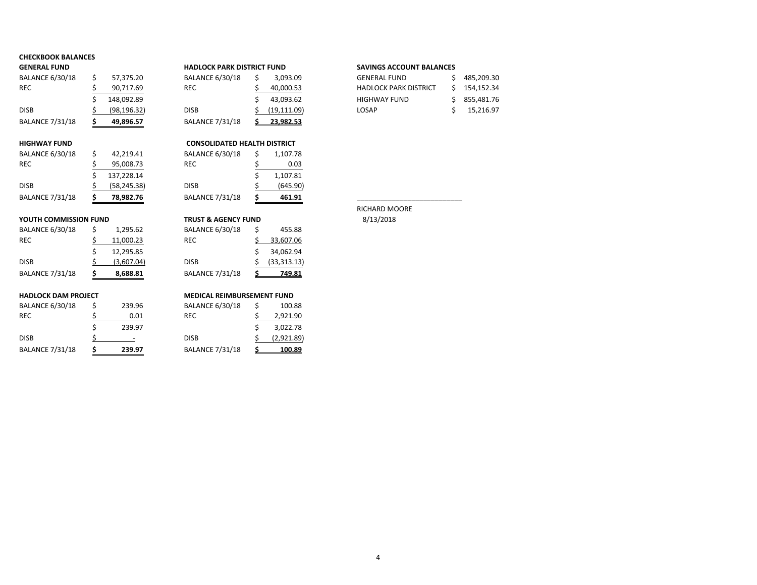## CHECKBOOK BALANCES

### GENERAL FUND

| | | |
|---|---|---|
| BALANCE 6/30/18 | $ | 57,375.20 |
| REC | $ | 90,717.69 |
| | $ | 148,092.89 |
| DISB | $ | (98,196.32) |
| BALANCE 7/31/18 | **$** | **49,896.57** |

### HADLOCK PARK DISTRICT FUND

| | | |
|---|---|---|
| BALANCE 6/30/18 | $ | 3,093.09 |
| REC | $ | 40,000.53 |
| | $ | 43,093.62 |
| DISB | $ | (19,111.09) |
| BALANCE 7/31/18 | **$** | **23,982.53** |

### SAVINGS ACCOUNT BALANCES

| | | |
|---|---|---|
| GENERAL FUND | $ | 485,209.30 |
| HADLOCK PARK DISTRICT | $ | 154,152.34 |
| HIGHWAY FUND | $ | 855,481.76 |
| LOSAP | $ | 15,216.97 |

### HIGHWAY FUND

| | | |
|---|---|---|
| BALANCE 6/30/18 | $ | 42,219.41 |
| REC | $ | 95,008.73 |
| | $ | 137,228.14 |
| DISB | $ | (58,245.38) |
| BALANCE 7/31/18 | **$** | **78,982.76** |

### CONSOLIDATED HEALTH DISTRICT

| | | |
|---|---|---|
| BALANCE 6/30/18 | $ | 1,107.78 |
| REC | $ | 0.03 |
| | $ | 1,107.81 |
| DISB | $ | (645.90) |
| BALANCE 7/31/18 | **$** | **461.91** |

### YOUTH COMMISSION FUND

| | | |
|---|---|---|
| BALANCE 6/30/18 | $ | 1,295.62 |
| REC | $ | 11,000.23 |
| | $ | 12,295.85 |
| DISB | $ | (3,607.04) |
| BALANCE 7/31/18 | **$** | **8,688.81** |

### TRUST & AGENCY FUND

| | | |
|---|---|---|
| BALANCE 6/30/18 | $ | 455.88 |
| REC | $ | 33,607.06 |
| | $ | 34,062.94 |
| DISB | $ | (33,313.13) |
| BALANCE 7/31/18 | **$** | **749.81** |

### HADLOCK DAM PROJECT

| | | |
|---|---|---|
| BALANCE 6/30/18 | $ | 239.96 |
| REC | $ | 0.01 |
| | $ | 239.97 |
| DISB | $ | - |
| BALANCE 7/31/18 | **$** | **239.97** |

### MEDICAL REIMBURSEMENT FUND

| | | |
|---|---|---|
| BALANCE 6/30/18 | $ | 100.88 |
| REC | $ | 2,921.90 |
| | $ | 3,022.78 |
| DISB | $ | (2,921.89) |
| BALANCE 7/31/18 | **$** | **100.89** |

___________________________

RICHARD MOORE
8/13/2018